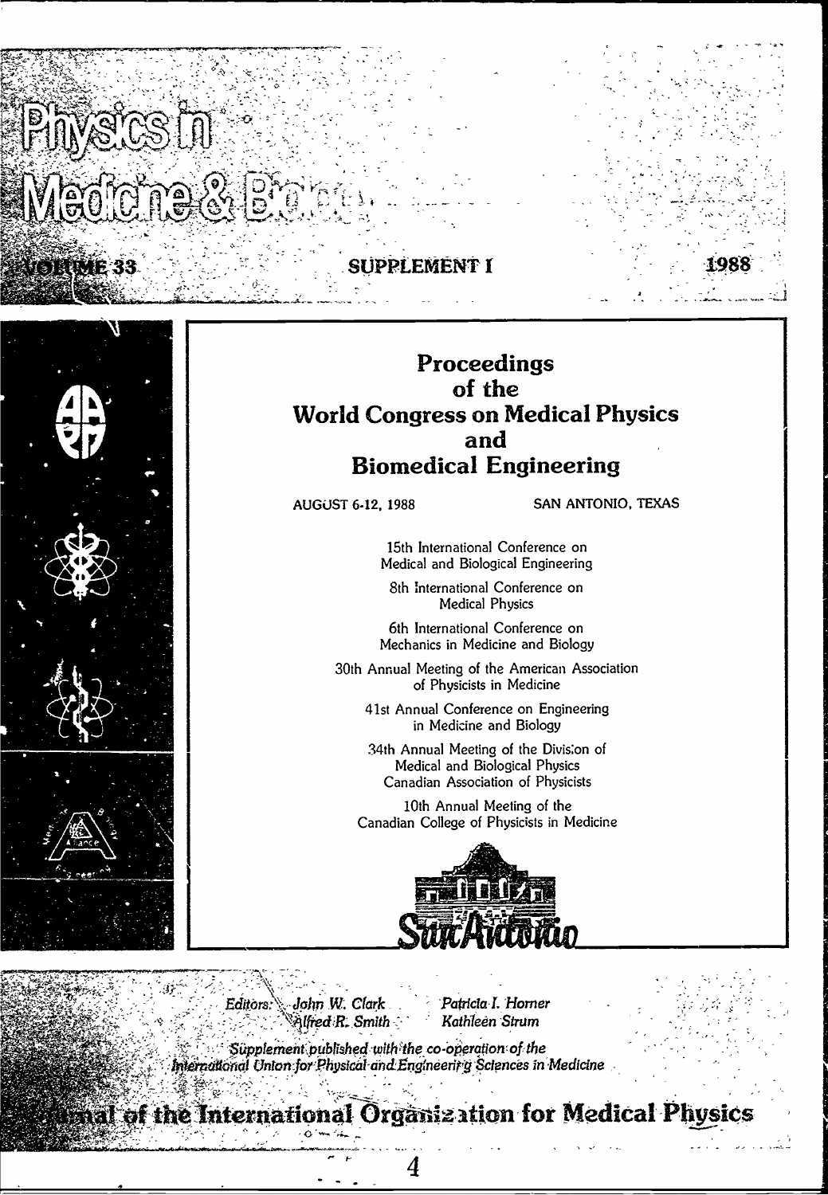# Physics in Medicine & Biology

VOLUME 33 SUPPLEMENT I 1988

## Proceedings of the World Congress on Medical Physics and Biomedical Engineering

AUGUST 6-12, 1988 SAN ANTONIO, TEXAS

15th International Conference on Medical and Biological Engineering

8th International Conference on Medical Physics

6th International Conference on Mechanics in Medicine and Biology

30th Annual Meeting of the American Association of Physicists in Medicine

41st Annual Conference on Engineering in Medicine and Biology

34th Annual Meeting of the Division of Medical and Biological Physics Canadian Association of Physicists

10th Annual Meeting of the Canadian College of Physicists in Medicine

San Antonio

*Editors: John W. Clark, Alfred R. Smith, Patricia I. Horner, Kathleen Strum*

*Supplement published with the co-operation of the International Union for Physical and Engineering Sciences in Medicine*

**Journal of the International Organization for Medical Physics**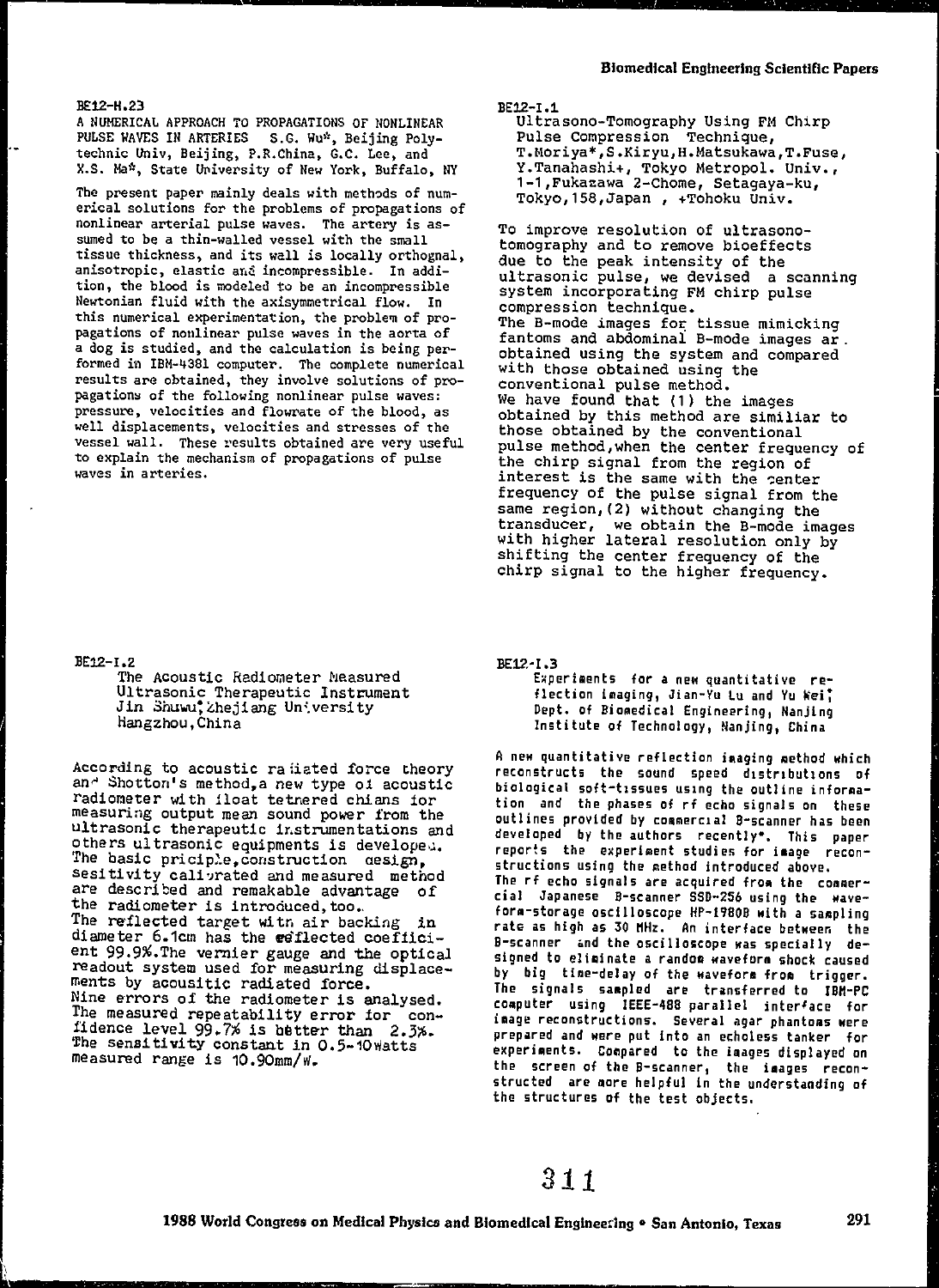## BE12-H.23

**A NUMERICAL APPROACH TO PROPAGATIONS OF NONLINEAR PULSE WAVES IN ARTERIES** S.G. Wu*, Beijing Polytechnic Univ, Beijing, P.R.China, G.C. Lee, and X.S. Ma*, State University of New York, Buffalo, NY

The present paper mainly deals with methods of numerical solutions for the problems of propagations of nonlinear arterial pulse waves. The artery is assumed to be a thin-walled vessel with the small tissue thickness, and its wall is locally orthognal, anisotropic, elastic and incompressible. In addition, the blood is modeled to be an incompressible Newtonian fluid with the axisymmetrical flow. In this numerical experimentation, the problem of propagations of nonlinear pulse waves in the aorta of a dog is studied, and the calculation is being performed in IBM-4381 computer. The complete numerical results are obtained, they involve solutions of propagations of the following nonlinear pulse waves: pressure, velocities and flowrate of the blood, as well displacements, velocities and stresses of the vessel wall. These results obtained are very useful to explain the mechanism of propagations of pulse waves in arteries.

## BE12-I.1

**Ultrasono-Tomography Using FM Chirp Pulse Compression Technique,** T.Moriya*, S.Kiryu, H.Matsukawa, T.Fuse, Y.Tanahashi+, Tokyo Metropol. Univ., 1-1, Fukazawa 2-Chome, Setagaya-ku, Tokyo, 158, Japan , +Tohoku Univ.

To improve resolution of ultrasonotomography and to remove bioeffects due to the peak intensity of the ultrasonic pulse, we devised a scanning system incorporating FM chirp pulse compression technique.
The B-mode images for tissue mimicking fantoms and abdominal B-mode images ar. obtained using the system and compared with those obtained using the conventional pulse method.
We have found that (1) the images obtained by this method are similiar to those obtained by the conventional pulse method, when the center frequency of the chirp signal from the region of interest is the same with the center frequency of the pulse signal from the same region, (2) without changing the transducer, we obtain the B-mode images with higher lateral resolution only by shifting the center frequency of the chirp signal to the higher frequency.

## BE12-I.2

**The Acoustic Radiometer Measured Ultrasonic Therapeutic Instrument** Jin Shuwu*, Zhejiang University Hangzhou, China

According to acoustic radiated force theory and Shotton's method, a new type of acoustic radiometer with float tetnered chians for measuring output mean sound power from the ultrasonic therapeutic instrumentations and others ultrasonic equipments is developed. The basic priciple, construction design, sesitivity calibrated and measured method are described and remakable advantage of the radiometer is introduced, too.
The reflected target with air backing in diameter 6.1cm has the reflected coefficient 99.9%. The vernier gauge and the optical readout system used for measuring displacements by acousitic radiated force.
Nine errors of the radiometer is analysed. The measured repeatability error for confidence level 99.7% is better than 2.3%. The sensitivity constant in 0.5-10Watts measured range is 10.90mm/W.

## BE12-I.3

**Experiments for a new quantitative reflection imaging,** Jian-Yu Lu and Yu Wei*, Dept. of Biomedical Engineering, Nanjing Institute of Technology, Nanjing, China

A new quantitative reflection imaging method which reconstructs the sound speed distributions of biological soft-tissues using the outline information and the phases of rf echo signals on these outlines provided by commercial B-scanner has been developed by the authors recently*. This paper reports the experiment studies for image reconstructions using the method introduced above.
The rf echo signals are acquired from the commercial Japanese B-scanner SSD-256 using the waveform-storage oscilloscope HP-1980B with a sampling rate as high as 30 MHz. An interface between the B-scanner and the oscilloscope was specially designed to eliminate a random waveform shock caused by big time-delay of the waveform from trigger. The signals sampled are transferred to IBM-PC computer using IEEE-488 parallel interface for image reconstructions. Several agar phantoms were prepared and were put into an echoless tanker for experiments. Compared to the images displayed on the screen of the B-scanner, the images reconstructed are more helpful in the understanding of the structures of the test objects.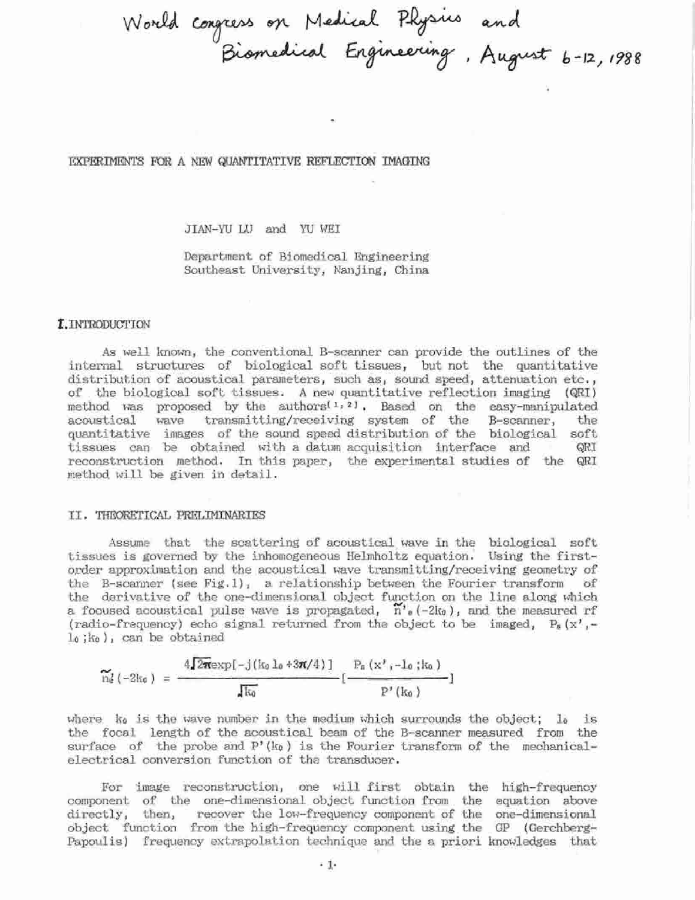World congress on Medical Physics and Biomedical Engineering, August 6-12, 1988

## EXPERIMENTS FOR A NEW QUANTITATIVE REFLECTION IMAGING

JIAN-YU LU and YU WEI

Department of Biomedical Engineering
Southeast University, Nanjing, China

### I. INTRODUCTION

As well known, the conventional B-scanner can provide the outlines of the internal structures of biological soft tissues, but not the quantitative distribution of acoustical parameters, such as, sound speed, attenuation etc., of the biological soft tissues. A new quantitative reflection imaging (QRI) method was proposed by the authors[1,2]. Based on the easy-manipulated acoustical wave transmitting/receiving system of the B-scanner, the quantitative images of the sound speed distribution of the biological soft tissues can be obtained with a datum acquisition interface and QRI reconstruction method. In this paper, the experimental studies of the QRI method will be given in detail.

### II. THEORETICAL PRELIMINARIES

Assume that the scattering of acoustical wave in the biological soft tissues is governed by the inhomogeneous Helmholtz equation. Using the first-order approximation and the acoustical wave transmitting/receiving geometry of the B-scanner (see Fig.1), a relationship between the Fourier transform of the derivative of the one-dimensional object function on the line along which a focused acoustical pulse wave is propagated, $\tilde{n}'_{s}(-2k_0)$, and the measured rf (radio-frequency) echo signal returned from the object to be imaged, $P_s(x',-l_0;k_0)$, can be obtained

$$\tilde{n}'_{s}(-2k_0) = \frac{4\sqrt{2\pi}\exp[-j(k_0 l_0 + 3\pi/4)]}{\sqrt{k_0}}\left[\frac{P_s(x',-l_0;k_0)}{P'(k_0)}\right]$$

where $k_0$ is the wave number in the medium which surrounds the object; $l_0$ is the focal length of the acoustical beam of the B-scanner measured from the surface of the probe and $P'(k_0)$ is the Fourier transform of the mechanical-electrical conversion function of the transducer.

For image reconstruction, one will first obtain the high-frequency component of the one-dimensional object function from the equation above directly, then, recover the low-frequency component of the one-dimensional object function from the high-frequency component using the GP (Gerchberg-Papoulis) frequency extrapolation technique and the a priori knowledges that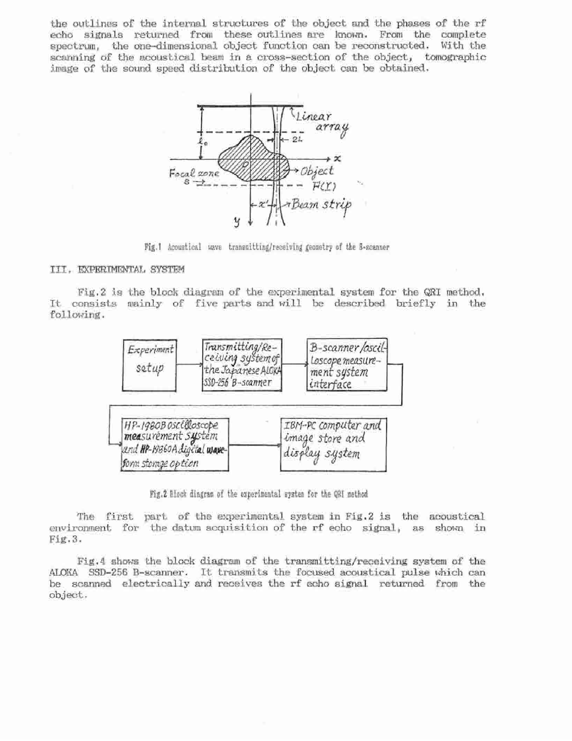the outlines of the internal structures of the object and the phases of the rf echo signals returned from these outlines are known. From the complete spectrum, the one-dimensional object function can be reconstructed. With the scanning of the acoustical beam in a cross-section of the object, tomographic image of the sound speed distribution of the object can be obtained.

Fig.1 Acoustical wave transmitting/receiving geometry of the B-scanner

## III. EXPERIMENTAL SYSTEM

Fig.2 is the block diagram of the experimental system for the QRI method. It consists mainly of five parts and will be described briefly in the following.

Fig.2 Block diagram of the experimental system for the QRI method

The first part of the experimental system in Fig.2 is the acoustical environment for the datum acquisition of the rf echo signal, as shown in Fig.3.

Fig.4 shows the block diagram of the transmitting/receiving system of the ALOKA SSD-256 B-scanner. It transmits the focused acoustical pulse which can be scanned electrically and receives the rf echo signal returned from the object.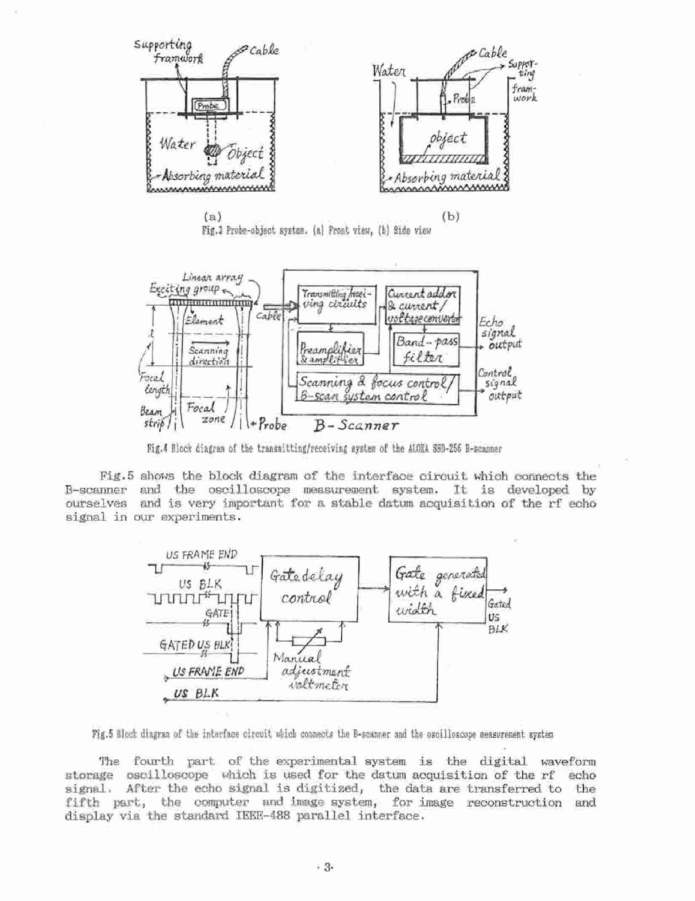Fig.3 Probe-object system. (a) Front view, (b) Side view

Fig.4 Block diagram of the transmitting/receiving system of the ALOKA SSD-256 B-scanner

Fig.5 shows the block diagram of the interface circuit which connects the B-scanner and the oscilloscope measurement system. It is developed by ourselves and is very important for a stable datum acquisition of the rf echo signal in our experiments.

Fig.5 Block diagram of the interface circuit which connects the B-scanner and the oscilloscope measurement system

The fourth part of the experimental system is the digital waveform storage oscilloscope which is used for the datum acquisition of the rf echo signal. After the echo signal is digitized, the data are transferred to the fifth part, the computer and image system, for image reconstruction and display via the standard IEEE-488 parallel interface.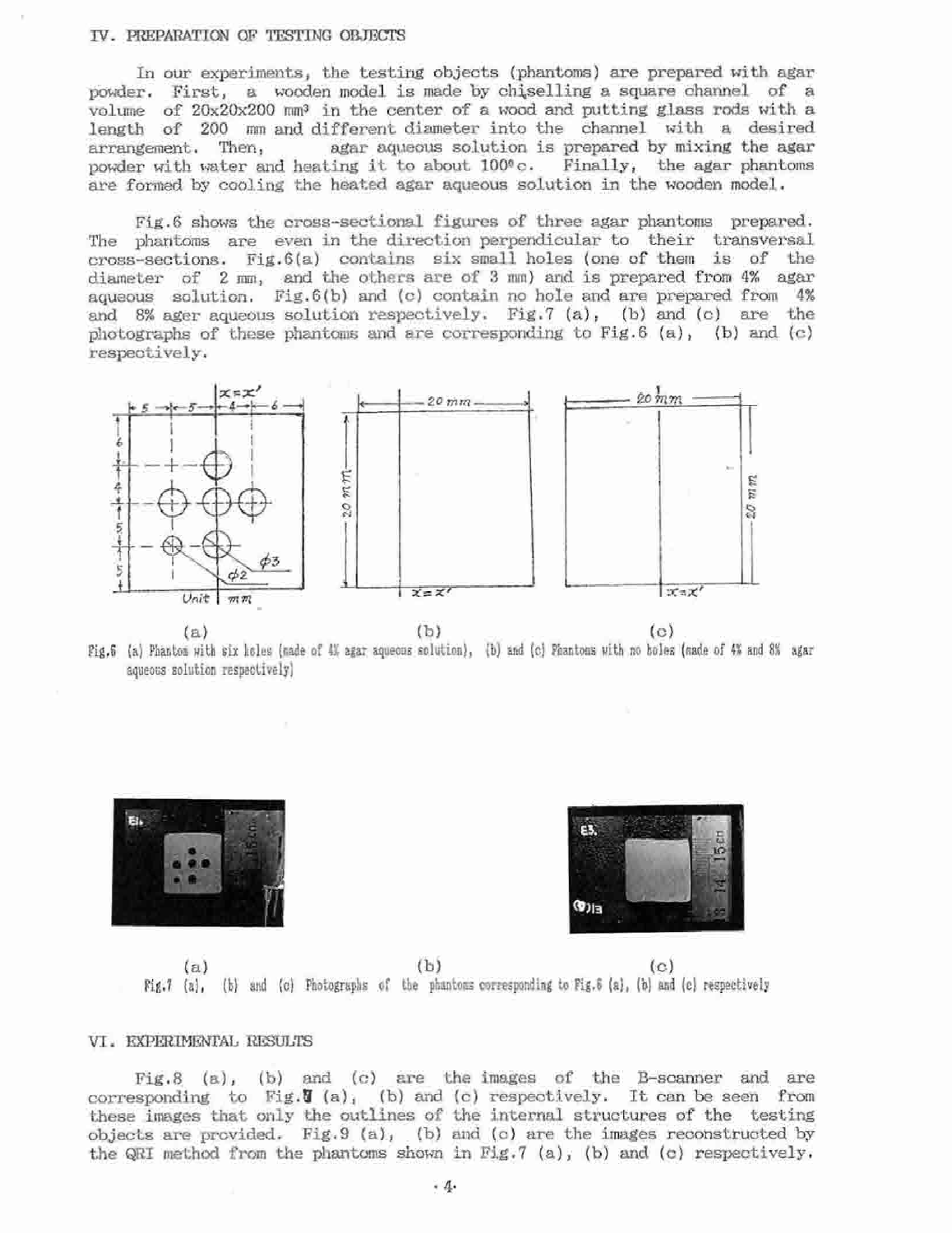## IV. PREPARATION OF TESTING OBJECTS

In our experiments, the testing objects (phantoms) are prepared with agar powder. First, a wooden model is made by chiselling a square channel of a volume of 20x20x200 mm³ in the center of a wood and putting glass rods with a length of 200 mm and different diameter into the channel with a desired arrangement. Then, agar aqueous solution is prepared by mixing the agar powder with water and heating it to about 100°c. Finally, the agar phantoms are formed by cooling the heated agar aqueous solution in the wooden model.

Fig.6 shows the cross-sectional figures of three agar phantoms prepared. The phantoms are even in the direction perpendicular to their transversal cross-sections. Fig.6(a) contains six small holes (one of them is of the diameter of 2 mm, and the others are of 3 mm) and is prepared from 4% agar aqueous solution. Fig.6(b) and (c) contain no hole and are prepared from 4% and 8% ager aqueous solution respectively. Fig.7 (a), (b) and (c) are the photographs of these phantoms and are corresponding to Fig.6 (a), (b) and (c) respectively.

(a) (b) (c)

Fig.6 (a) Phantom with six holes (made of 4% agar aqueous solution), (b) and (c) Phantoms with no holes (made of 4% and 8% agar aqueous solution respectively)

(a) (b) (c)

Fig.7 (a), (b) and (c) Photographs of the phantoms corresponding to Fig.6 (a), (b) and (c) respectively

## VI. EXPERIMENTAL RESULTS

Fig.8 (a), (b) and (c) are the images of the B-scanner and are corresponding to Fig.7 (a), (b) and (c) respectively. It can be seen from these images that only the outlines of the internal structures of the testing objects are provided. Fig.9 (a), (b) and (c) are the images reconstructed by the QRI method from the phantoms shown in Fig.7 (a), (b) and (c) respectively.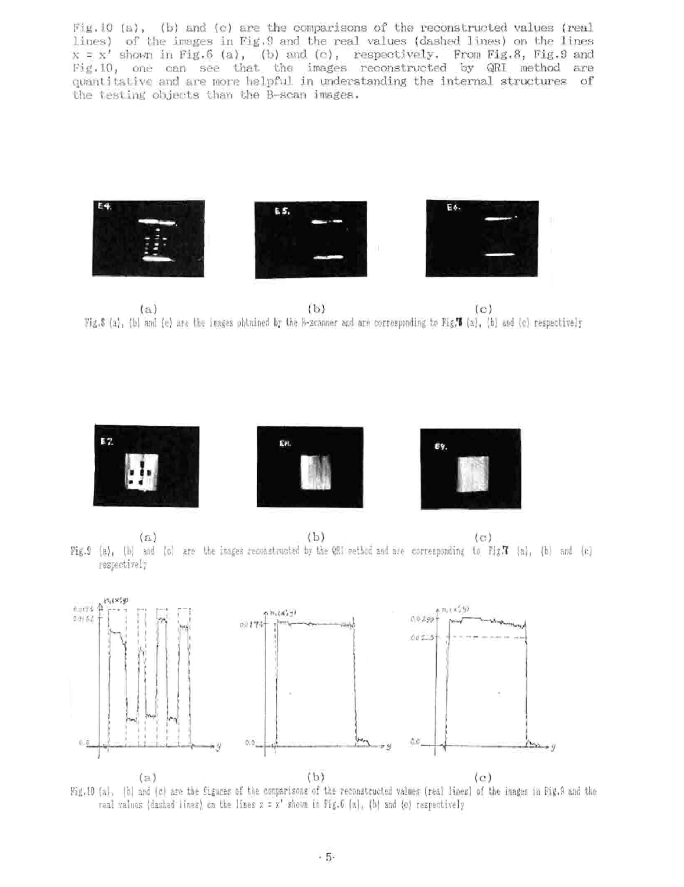Fig.10 (a), (b) and (c) are the comparisons of the reconstructed values (real lines) of the images in Fig.9 and the real values (dashed lines) on the lines $x = x'$ shown in Fig.6 (a), (b) and (c), respectively. From Fig.8, Fig.9 and Fig.10, one can see that the images reconstructed by QRI method are quantitative and are more helpful in understanding the internal structures of the testing objects than the B-scan images.

Fig.8 (a), (b) and (c) are the images obtained by the B-scanner and are corresponding to Fig.7 (a), (b) and (c) respectively

Fig.9 (a), (b) and (c) are the images reconstructed by the QRI method and are corresponding to Fig.7 (a), (b) and (c) respectively

Fig.10 (a), (b) and (c) are the figures of the comparisons of the reconstructed values (real lines) of the images in Fig.9 and the real values (dashed lines) on the lines $x = x'$ shown in Fig.6 (a), (b) and (c) respectively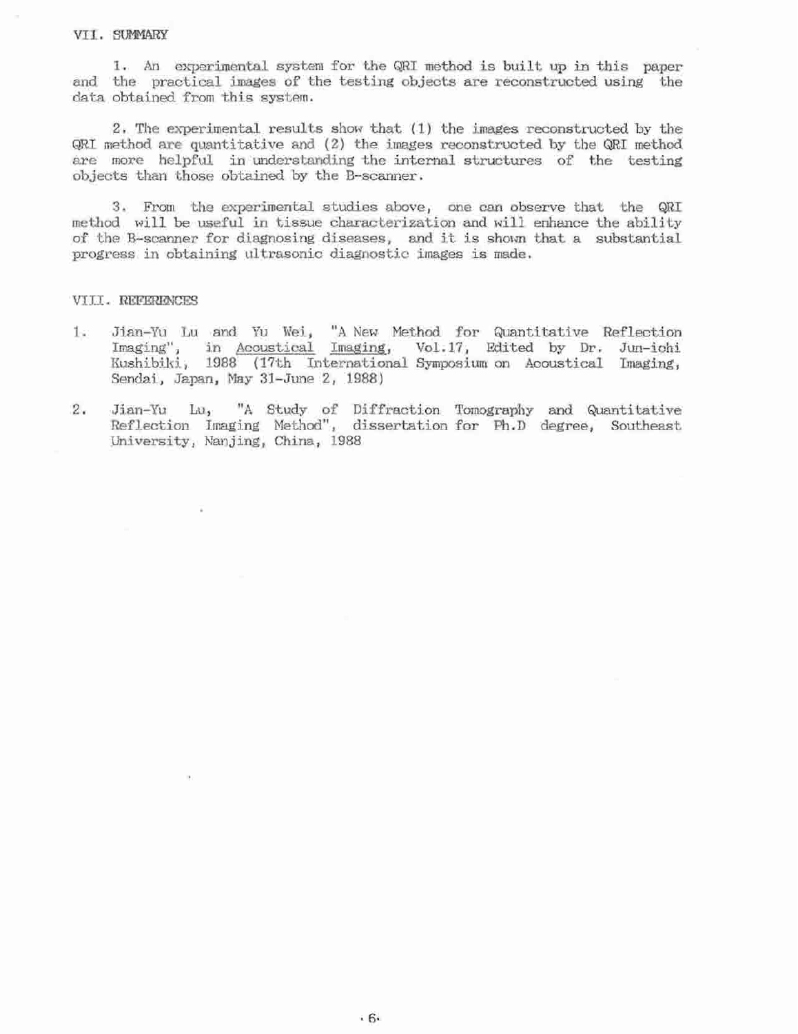## VII. SUMMARY

1. An experimental system for the QRI method is built up in this paper and the practical images of the testing objects are reconstructed using the data obtained from this system.

2. The experimental results show that (1) the images reconstructed by the QRI method are quantitative and (2) the images reconstructed by the QRI method are more helpful in understanding the internal structures of the testing objects than those obtained by the B-scanner.

3. From the experimental studies above, one can observe that the QRI method will be useful in tissue characterization and will enhance the ability of the B-scanner for diagnosing diseases, and it is shown that a substantial progress in obtaining ultrasonic diagnostic images is made.

## VIII. REFERENCES

1. Jian-Yu Lu and Yu Wei, "A New Method for Quantitative Reflection Imaging", in Acoustical Imaging, Vol.17, Edited by Dr. Jun-ichi Kushibiki, 1988 (17th International Symposium on Acoustical Imaging, Sendai, Japan, May 31-June 2, 1988)

2. Jian-Yu Lu, "A Study of Diffraction Tomography and Quantitative Reflection Imaging Method", dissertation for Ph.D degree, Southeast University, Nanjing, China, 1988